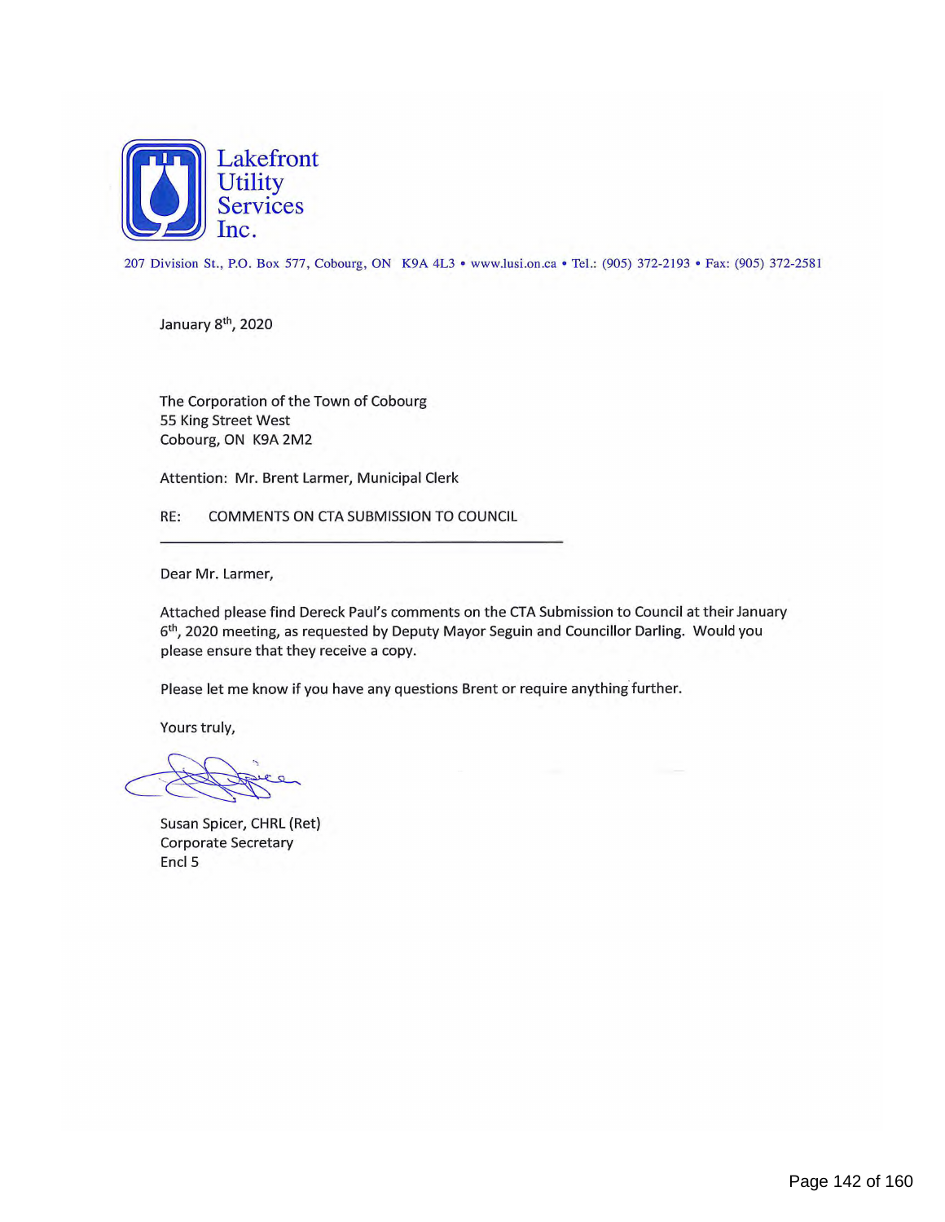# Lakefront Utility Services Inc.

207 Division St., P.O. Box 577, Cobourg, ON K9A 4L3 • www.lusi.on.ca • Tel.: (905) 372-2193 • Fax: (905) 372-2581

January 8th, 2020

The Corporation of the Town of Cobourg
55 King Street West
Cobourg, ON K9A 2M2

Attention: Mr. Brent Larmer, Municipal Clerk

RE: COMMENTS ON CTA SUBMISSION TO COUNCIL

---

Dear Mr. Larmer,

Attached please find Dereck Paul's comments on the CTA Submission to Council at their January 6th, 2020 meeting, as requested by Deputy Mayor Seguin and Councillor Darling. Would you please ensure that they receive a copy.

Please let me know if you have any questions Brent or require anything further.

Yours truly,

Susan Spicer, CHRL (Ret)
Corporate Secretary
Encl 5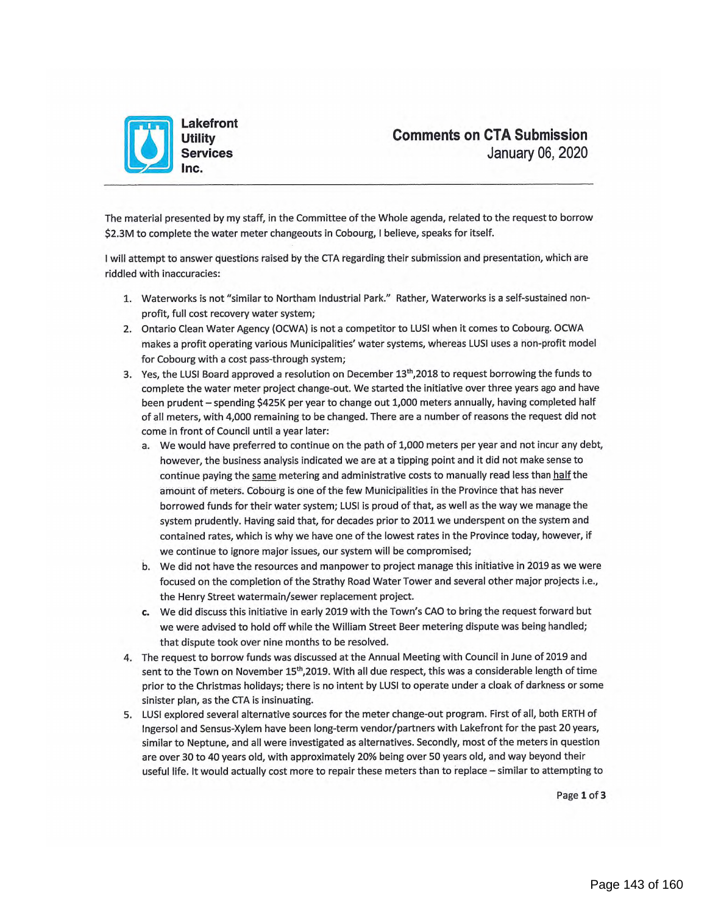**Lakefront Utility Services Inc.**

# Comments on CTA Submission

January 06, 2020

---

The material presented by my staff, in the Committee of the Whole agenda, related to the request to borrow $2.3M to complete the water meter changeouts in Cobourg, I believe, speaks for itself.

I will attempt to answer questions raised by the CTA regarding their submission and presentation, which are riddled with inaccuracies:

1. Waterworks is not "similar to Northam Industrial Park." Rather, Waterworks is a self-sustained non-profit, full cost recovery water system;
2. Ontario Clean Water Agency (OCWA) is not a competitor to LUSI when it comes to Cobourg. OCWA makes a profit operating various Municipalities' water systems, whereas LUSI uses a non-profit model for Cobourg with a cost pass-through system;
3. Yes, the LUSI Board approved a resolution on December 13th,2018 to request borrowing the funds to complete the water meter project change-out. We started the initiative over three years ago and have been prudent – spending $425K per year to change out 1,000 meters annually, having completed half of all meters, with 4,000 remaining to be changed. There are a number of reasons the request did not come in front of Council until a year later:
   a. We would have preferred to continue on the path of 1,000 meters per year and not incur any debt, however, the business analysis indicated we are at a tipping point and it did not make sense to continue paying the <u>same</u> metering and administrative costs to manually read less than <u>half</u> the amount of meters. Cobourg is one of the few Municipalities in the Province that has never borrowed funds for their water system; LUSI is proud of that, as well as the way we manage the system prudently. Having said that, for decades prior to 2011 we underspent on the system and contained rates, which is why we have one of the lowest rates in the Province today, however, if we continue to ignore major issues, our system will be compromised;
   b. We did not have the resources and manpower to project manage this initiative in 2019 as we were focused on the completion of the Strathy Road Water Tower and several other major projects i.e., the Henry Street watermain/sewer replacement project.
   c. We did discuss this initiative in early 2019 with the Town's CAO to bring the request forward but we were advised to hold off while the William Street Beer metering dispute was being handled; that dispute took over nine months to be resolved.
4. The request to borrow funds was discussed at the Annual Meeting with Council in June of 2019 and sent to the Town on November 15th,2019. With all due respect, this was a considerable length of time prior to the Christmas holidays; there is no intent by LUSI to operate under a cloak of darkness or some sinister plan, as the CTA is insinuating.
5. LUSI explored several alternative sources for the meter change-out program. First of all, both ERTH of Ingersol and Sensus-Xylem have been long-term vendor/partners with Lakefront for the past 20 years, similar to Neptune, and all were investigated as alternatives. Secondly, most of the meters in question are over 30 to 40 years old, with approximately 20% being over 50 years old, and way beyond their useful life. It would actually cost more to repair these meters than to replace – similar to attempting to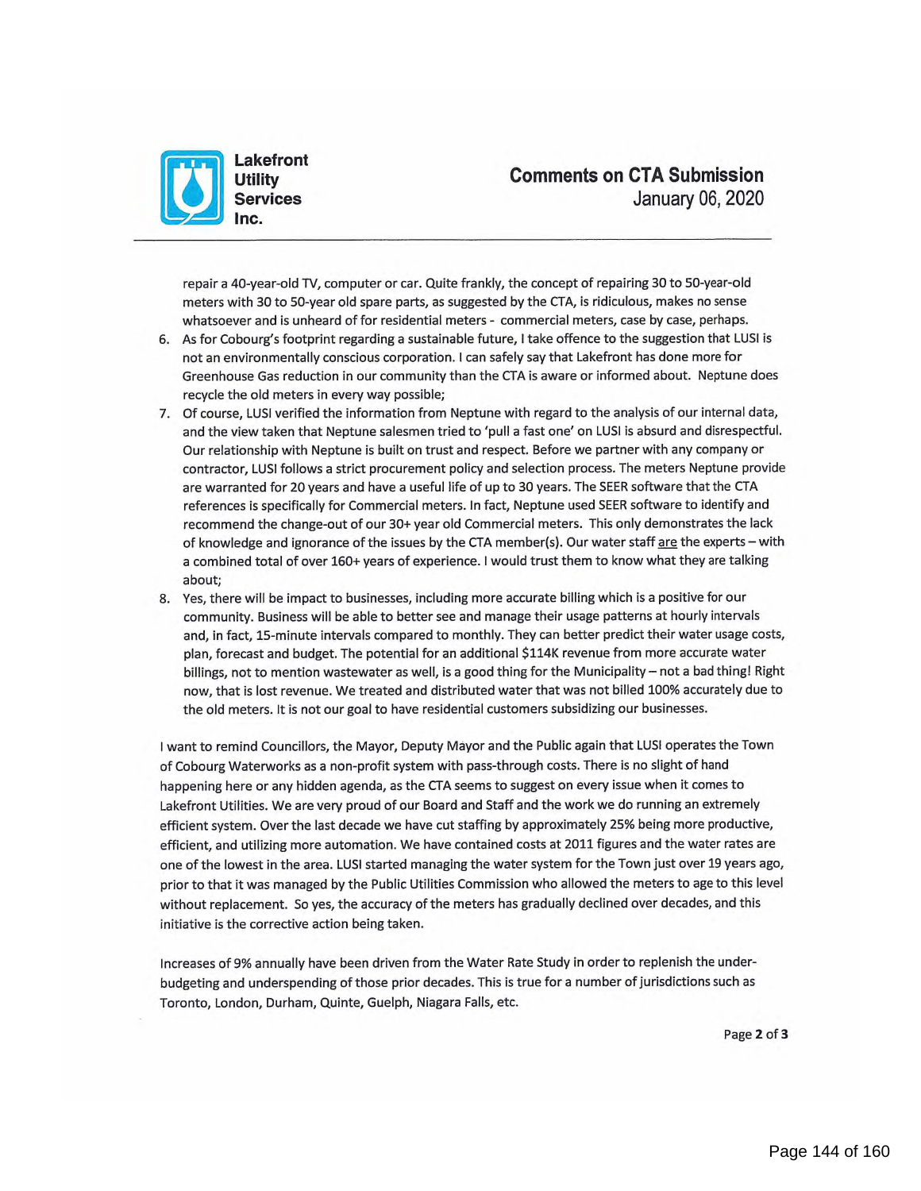repair a 40-year-old TV, computer or car. Quite frankly, the concept of repairing 30 to 50-year-old meters with 30 to 50-year old spare parts, as suggested by the CTA, is ridiculous, makes no sense whatsoever and is unheard of for residential meters - commercial meters, case by case, perhaps.

6. As for Cobourg's footprint regarding a sustainable future, I take offence to the suggestion that LUSI is not an environmentally conscious corporation. I can safely say that Lakefront has done more for Greenhouse Gas reduction in our community than the CTA is aware or informed about. Neptune does recycle the old meters in every way possible;
7. Of course, LUSI verified the information from Neptune with regard to the analysis of our internal data, and the view taken that Neptune salesmen tried to 'pull a fast one' on LUSI is absurd and disrespectful. Our relationship with Neptune is built on trust and respect. Before we partner with any company or contractor, LUSI follows a strict procurement policy and selection process. The meters Neptune provide are warranted for 20 years and have a useful life of up to 30 years. The SEER software that the CTA references is specifically for Commercial meters. In fact, Neptune used SEER software to identify and recommend the change-out of our 30+ year old Commercial meters. This only demonstrates the lack of knowledge and ignorance of the issues by the CTA member(s). Our water staff <u>are</u> the experts – with a combined total of over 160+ years of experience. I would trust them to know what they are talking about;
8. Yes, there will be impact to businesses, including more accurate billing which is a positive for our community. Business will be able to better see and manage their usage patterns at hourly intervals and, in fact, 15-minute intervals compared to monthly. They can better predict their water usage costs, plan, forecast and budget. The potential for an additional $114K revenue from more accurate water billings, not to mention wastewater as well, is a good thing for the Municipality – not a bad thing! Right now, that is lost revenue. We treated and distributed water that was not billed 100% accurately due to the old meters. It is not our goal to have residential customers subsidizing our businesses.

I want to remind Councillors, the Mayor, Deputy Mayor and the Public again that LUSI operates the Town of Cobourg Waterworks as a non-profit system with pass-through costs. There is no slight of hand happening here or any hidden agenda, as the CTA seems to suggest on every issue when it comes to Lakefront Utilities. We are very proud of our Board and Staff and the work we do running an extremely efficient system. Over the last decade we have cut staffing by approximately 25% being more productive, efficient, and utilizing more automation. We have contained costs at 2011 figures and the water rates are one of the lowest in the area. LUSI started managing the water system for the Town just over 19 years ago, prior to that it was managed by the Public Utilities Commission who allowed the meters to age to this level without replacement. So yes, the accuracy of the meters has gradually declined over decades, and this initiative is the corrective action being taken.

Increases of 9% annually have been driven from the Water Rate Study in order to replenish the under-budgeting and underspending of those prior decades. This is true for a number of jurisdictions such as Toronto, London, Durham, Quinte, Guelph, Niagara Falls, etc.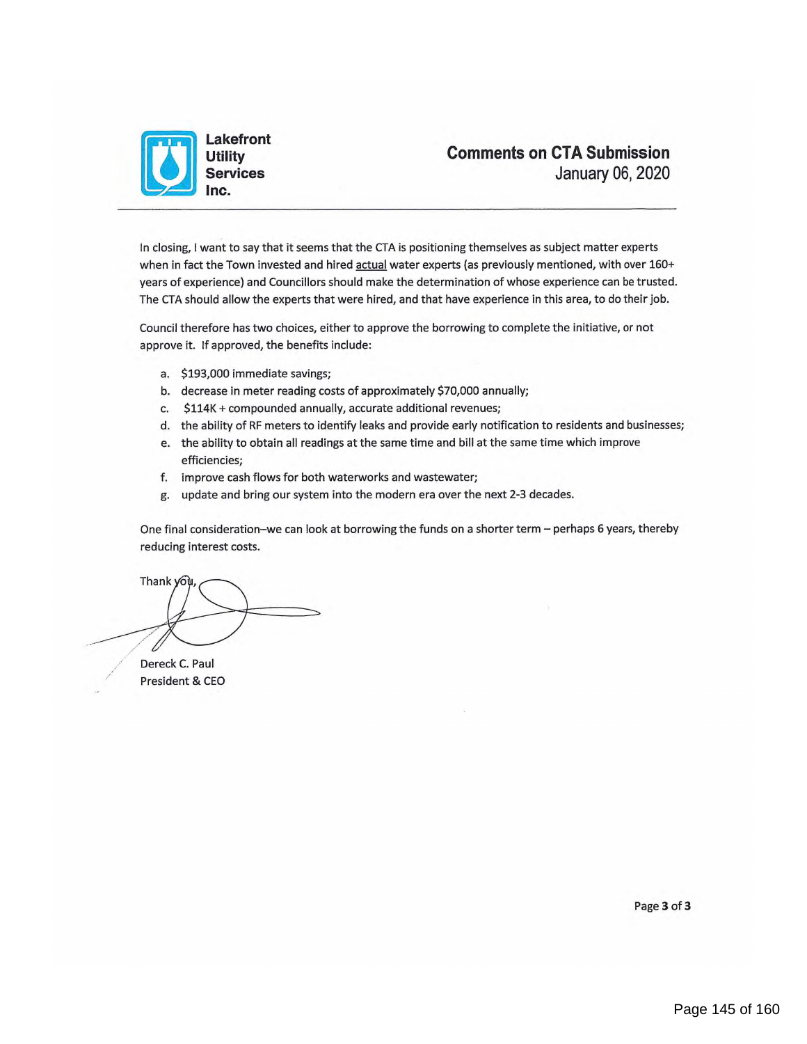Lakefront Utility Services Inc.

## Comments on CTA Submission
January 06, 2020

In closing, I want to say that it seems that the CTA is positioning themselves as subject matter experts when in fact the Town invested and hired actual water experts (as previously mentioned, with over 160+ years of experience) and Councillors should make the determination of whose experience can be trusted. The CTA should allow the experts that were hired, and that have experience in this area, to do their job.

Council therefore has two choices, either to approve the borrowing to complete the initiative, or not approve it. If approved, the benefits include:

a. $193,000 immediate savings;
b. decrease in meter reading costs of approximately $70,000 annually;
c. $114K + compounded annually, accurate additional revenues;
d. the ability of RF meters to identify leaks and provide early notification to residents and businesses;
e. the ability to obtain all readings at the same time and bill at the same time which improve efficiencies;
f. improve cash flows for both waterworks and wastewater;
g. update and bring our system into the modern era over the next 2-3 decades.

One final consideration–we can look at borrowing the funds on a shorter term – perhaps 6 years, thereby reducing interest costs.

Thank you,

Dereck C. Paul
President & CEO